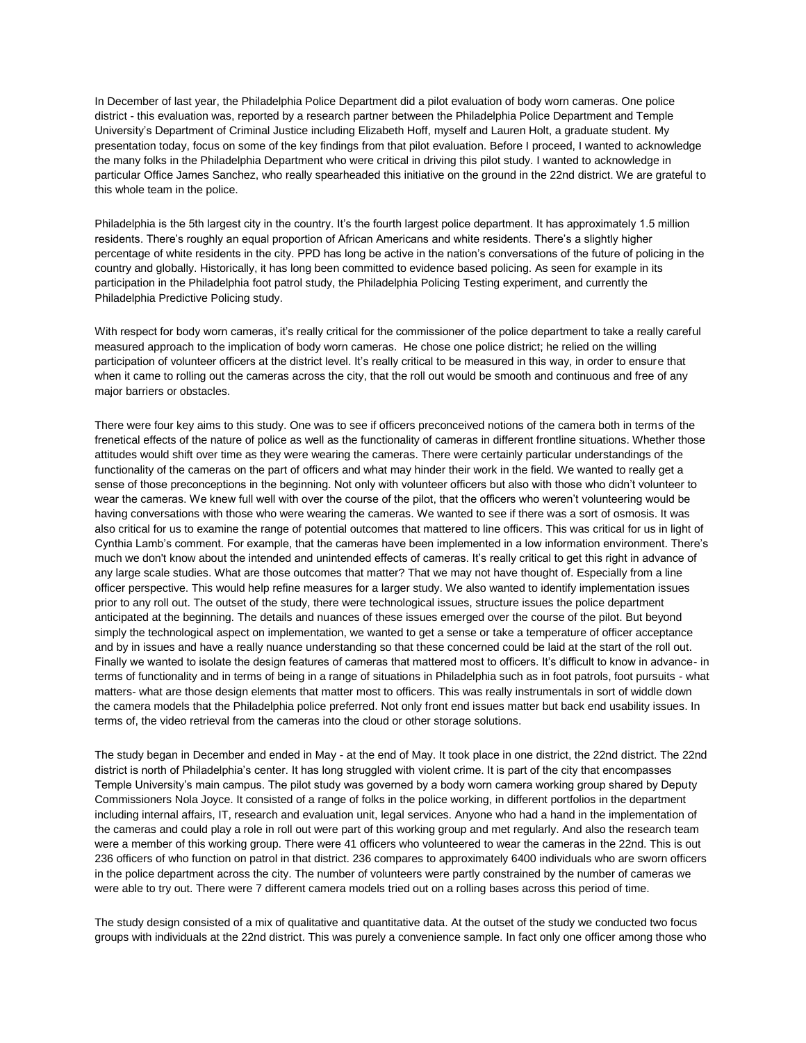In December of last year, the Philadelphia Police Department did a pilot evaluation of body worn cameras. One police district - this evaluation was, reported by a research partner between the Philadelphia Police Department and Temple University's Department of Criminal Justice including Elizabeth Hoff, myself and Lauren Holt, a graduate student. My presentation today, focus on some of the key findings from that pilot evaluation. Before I proceed, I wanted to acknowledge the many folks in the Philadelphia Department who were critical in driving this pilot study. I wanted to acknowledge in particular Office James Sanchez, who really spearheaded this initiative on the ground in the 22nd district. We are grateful to this whole team in the police.

Philadelphia is the 5th largest city in the country. It's the fourth largest police department. It has approximately 1.5 million residents. There's roughly an equal proportion of African Americans and white residents. There's a slightly higher percentage of white residents in the city. PPD has long be active in the nation's conversations of the future of policing in the country and globally. Historically, it has long been committed to evidence based policing. As seen for example in its participation in the Philadelphia foot patrol study, the Philadelphia Policing Testing experiment, and currently the Philadelphia Predictive Policing study.

With respect for body worn cameras, it's really critical for the commissioner of the police department to take a really careful measured approach to the implication of body worn cameras. He chose one police district; he relied on the willing participation of volunteer officers at the district level. It's really critical to be measured in this way, in order to ensure that when it came to rolling out the cameras across the city, that the roll out would be smooth and continuous and free of any major barriers or obstacles.

There were four key aims to this study. One was to see if officers preconceived notions of the camera both in terms of the frenetical effects of the nature of police as well as the functionality of cameras in different frontline situations. Whether those attitudes would shift over time as they were wearing the cameras. There were certainly particular understandings of the functionality of the cameras on the part of officers and what may hinder their work in the field. We wanted to really get a sense of those preconceptions in the beginning. Not only with volunteer officers but also with those who didn't volunteer to wear the cameras. We knew full well with over the course of the pilot, that the officers who weren't volunteering would be having conversations with those who were wearing the cameras. We wanted to see if there was a sort of osmosis. It was also critical for us to examine the range of potential outcomes that mattered to line officers. This was critical for us in light of Cynthia Lamb's comment. For example, that the cameras have been implemented in a low information environment. There's much we don't know about the intended and unintended effects of cameras. It's really critical to get this right in advance of any large scale studies. What are those outcomes that matter? That we may not have thought of. Especially from a line officer perspective. This would help refine measures for a larger study. We also wanted to identify implementation issues prior to any roll out. The outset of the study, there were technological issues, structure issues the police department anticipated at the beginning. The details and nuances of these issues emerged over the course of the pilot. But beyond simply the technological aspect on implementation, we wanted to get a sense or take a temperature of officer acceptance and by in issues and have a really nuance understanding so that these concerned could be laid at the start of the roll out. Finally we wanted to isolate the design features of cameras that mattered most to officers. It's difficult to know in advance- in terms of functionality and in terms of being in a range of situations in Philadelphia such as in foot patrols, foot pursuits - what matters- what are those design elements that matter most to officers. This was really instrumentals in sort of widdle down the camera models that the Philadelphia police preferred. Not only front end issues matter but back end usability issues. In terms of, the video retrieval from the cameras into the cloud or other storage solutions.

The study began in December and ended in May - at the end of May. It took place in one district, the 22nd district. The 22nd district is north of Philadelphia's center. It has long struggled with violent crime. It is part of the city that encompasses Temple University's main campus. The pilot study was governed by a body worn camera working group shared by Deputy Commissioners Nola Joyce. It consisted of a range of folks in the police working, in different portfolios in the department including internal affairs, IT, research and evaluation unit, legal services. Anyone who had a hand in the implementation of the cameras and could play a role in roll out were part of this working group and met regularly. And also the research team were a member of this working group. There were 41 officers who volunteered to wear the cameras in the 22nd. This is out 236 officers of who function on patrol in that district. 236 compares to approximately 6400 individuals who are sworn officers in the police department across the city. The number of volunteers were partly constrained by the number of cameras we were able to try out. There were 7 different camera models tried out on a rolling bases across this period of time.

The study design consisted of a mix of qualitative and quantitative data. At the outset of the study we conducted two focus groups with individuals at the 22nd district. This was purely a convenience sample. In fact only one officer among those who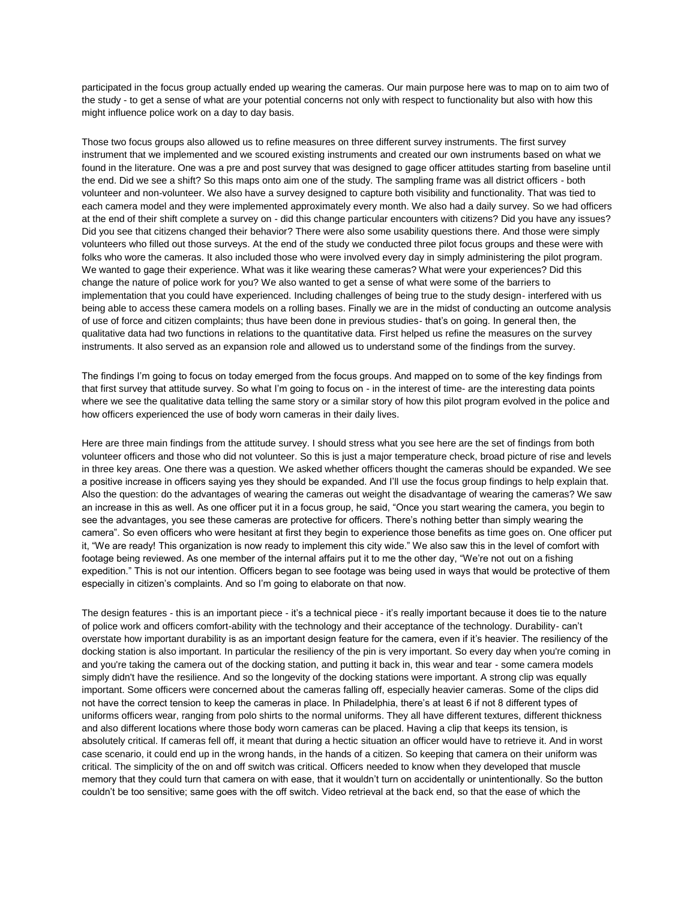participated in the focus group actually ended up wearing the cameras. Our main purpose here was to map on to aim two of the study - to get a sense of what are your potential concerns not only with respect to functionality but also with how this might influence police work on a day to day basis.

Those two focus groups also allowed us to refine measures on three different survey instruments. The first survey instrument that we implemented and we scoured existing instruments and created our own instruments based on what we found in the literature. One was a pre and post survey that was designed to gage officer attitudes starting from baseline until the end. Did we see a shift? So this maps onto aim one of the study. The sampling frame was all district officers - both volunteer and non-volunteer. We also have a survey designed to capture both visibility and functionality. That was tied to each camera model and they were implemented approximately every month. We also had a daily survey. So we had officers at the end of their shift complete a survey on - did this change particular encounters with citizens? Did you have any issues? Did you see that citizens changed their behavior? There were also some usability questions there. And those were simply volunteers who filled out those surveys. At the end of the study we conducted three pilot focus groups and these were with folks who wore the cameras. It also included those who were involved every day in simply administering the pilot program. We wanted to gage their experience. What was it like wearing these cameras? What were your experiences? Did this change the nature of police work for you? We also wanted to get a sense of what were some of the barriers to implementation that you could have experienced. Including challenges of being true to the study design- interfered with us being able to access these camera models on a rolling bases. Finally we are in the midst of conducting an outcome analysis of use of force and citizen complaints; thus have been done in previous studies- that's on going. In general then, the qualitative data had two functions in relations to the quantitative data. First helped us refine the measures on the survey instruments. It also served as an expansion role and allowed us to understand some of the findings from the survey.

The findings I'm going to focus on today emerged from the focus groups. And mapped on to some of the key findings from that first survey that attitude survey. So what I'm going to focus on - in the interest of time- are the interesting data points where we see the qualitative data telling the same story or a similar story of how this pilot program evolved in the police and how officers experienced the use of body worn cameras in their daily lives.

Here are three main findings from the attitude survey. I should stress what you see here are the set of findings from both volunteer officers and those who did not volunteer. So this is just a major temperature check, broad picture of rise and levels in three key areas. One there was a question. We asked whether officers thought the cameras should be expanded. We see a positive increase in officers saying yes they should be expanded. And I'll use the focus group findings to help explain that. Also the question: do the advantages of wearing the cameras out weight the disadvantage of wearing the cameras? We saw an increase in this as well. As one officer put it in a focus group, he said, "Once you start wearing the camera, you begin to see the advantages, you see these cameras are protective for officers. There's nothing better than simply wearing the camera". So even officers who were hesitant at first they begin to experience those benefits as time goes on. One officer put it, "We are ready! This organization is now ready to implement this city wide." We also saw this in the level of comfort with footage being reviewed. As one member of the internal affairs put it to me the other day, "We're not out on a fishing expedition." This is not our intention. Officers began to see footage was being used in ways that would be protective of them especially in citizen's complaints. And so I'm going to elaborate on that now.

The design features - this is an important piece - it's a technical piece - it's really important because it does tie to the nature of police work and officers comfort-ability with the technology and their acceptance of the technology. Durability- can't overstate how important durability is as an important design feature for the camera, even if it's heavier. The resiliency of the docking station is also important. In particular the resiliency of the pin is very important. So every day when you're coming in and you're taking the camera out of the docking station, and putting it back in, this wear and tear - some camera models simply didn't have the resilience. And so the longevity of the docking stations were important. A strong clip was equally important. Some officers were concerned about the cameras falling off, especially heavier cameras. Some of the clips did not have the correct tension to keep the cameras in place. In Philadelphia, there's at least 6 if not 8 different types of uniforms officers wear, ranging from polo shirts to the normal uniforms. They all have different textures, different thickness and also different locations where those body worn cameras can be placed. Having a clip that keeps its tension, is absolutely critical. If cameras fell off, it meant that during a hectic situation an officer would have to retrieve it. And in worst case scenario, it could end up in the wrong hands, in the hands of a citizen. So keeping that camera on their uniform was critical. The simplicity of the on and off switch was critical. Officers needed to know when they developed that muscle memory that they could turn that camera on with ease, that it wouldn't turn on accidentally or unintentionally. So the button couldn't be too sensitive; same goes with the off switch. Video retrieval at the back end, so that the ease of which the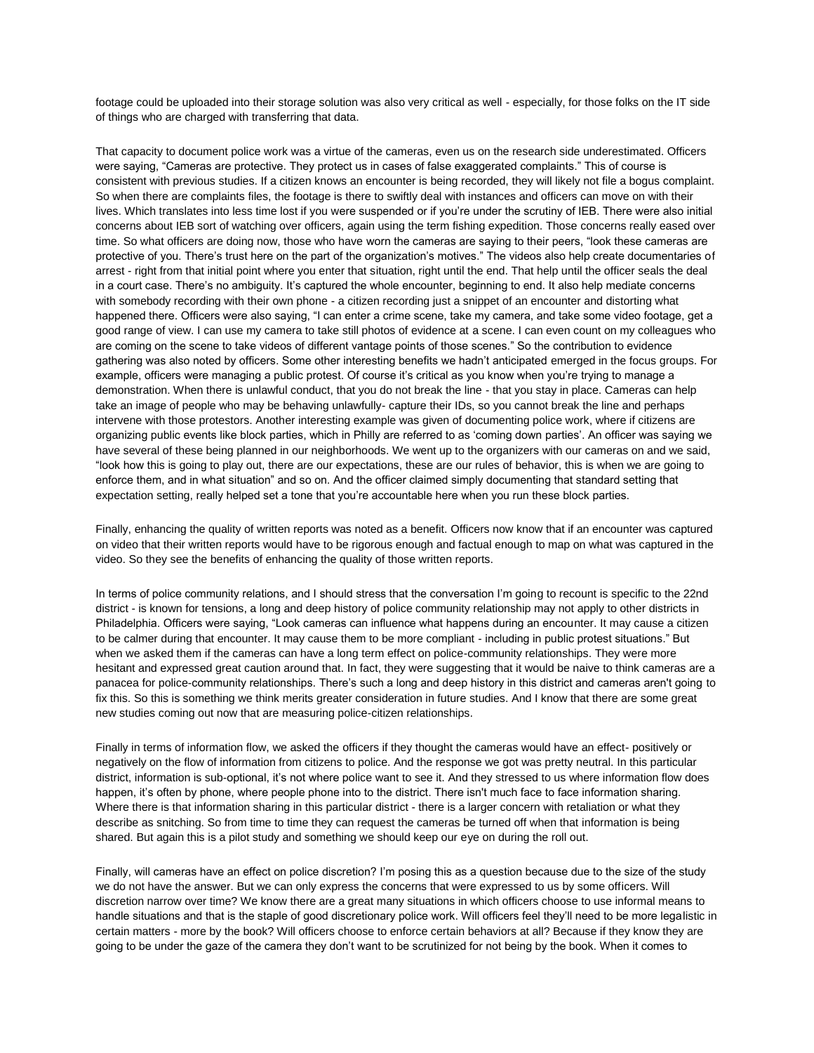footage could be uploaded into their storage solution was also very critical as well - especially, for those folks on the IT side of things who are charged with transferring that data.

That capacity to document police work was a virtue of the cameras, even us on the research side underestimated. Officers were saying, "Cameras are protective. They protect us in cases of false exaggerated complaints." This of course is consistent with previous studies. If a citizen knows an encounter is being recorded, they will likely not file a bogus complaint. So when there are complaints files, the footage is there to swiftly deal with instances and officers can move on with their lives. Which translates into less time lost if you were suspended or if you're under the scrutiny of IEB. There were also initial concerns about IEB sort of watching over officers, again using the term fishing expedition. Those concerns really eased over time. So what officers are doing now, those who have worn the cameras are saying to their peers, "look these cameras are protective of you. There's trust here on the part of the organization's motives." The videos also help create documentaries of arrest - right from that initial point where you enter that situation, right until the end. That help until the officer seals the deal in a court case. There's no ambiguity. It's captured the whole encounter, beginning to end. It also help mediate concerns with somebody recording with their own phone - a citizen recording just a snippet of an encounter and distorting what happened there. Officers were also saying, "I can enter a crime scene, take my camera, and take some video footage, get a good range of view. I can use my camera to take still photos of evidence at a scene. I can even count on my colleagues who are coming on the scene to take videos of different vantage points of those scenes." So the contribution to evidence gathering was also noted by officers. Some other interesting benefits we hadn't anticipated emerged in the focus groups. For example, officers were managing a public protest. Of course it's critical as you know when you're trying to manage a demonstration. When there is unlawful conduct, that you do not break the line - that you stay in place. Cameras can help take an image of people who may be behaving unlawfully- capture their IDs, so you cannot break the line and perhaps intervene with those protestors. Another interesting example was given of documenting police work, where if citizens are organizing public events like block parties, which in Philly are referred to as 'coming down parties'. An officer was saying we have several of these being planned in our neighborhoods. We went up to the organizers with our cameras on and we said, "look how this is going to play out, there are our expectations, these are our rules of behavior, this is when we are going to enforce them, and in what situation" and so on. And the officer claimed simply documenting that standard setting that expectation setting, really helped set a tone that you're accountable here when you run these block parties.

Finally, enhancing the quality of written reports was noted as a benefit. Officers now know that if an encounter was captured on video that their written reports would have to be rigorous enough and factual enough to map on what was captured in the video. So they see the benefits of enhancing the quality of those written reports.

In terms of police community relations, and I should stress that the conversation I'm going to recount is specific to the 22nd district - is known for tensions, a long and deep history of police community relationship may not apply to other districts in Philadelphia. Officers were saying, "Look cameras can influence what happens during an encounter. It may cause a citizen to be calmer during that encounter. It may cause them to be more compliant - including in public protest situations." But when we asked them if the cameras can have a long term effect on police-community relationships. They were more hesitant and expressed great caution around that. In fact, they were suggesting that it would be naive to think cameras are a panacea for police-community relationships. There's such a long and deep history in this district and cameras aren't going to fix this. So this is something we think merits greater consideration in future studies. And I know that there are some great new studies coming out now that are measuring police-citizen relationships.

Finally in terms of information flow, we asked the officers if they thought the cameras would have an effect- positively or negatively on the flow of information from citizens to police. And the response we got was pretty neutral. In this particular district, information is sub-optional, it's not where police want to see it. And they stressed to us where information flow does happen, it's often by phone, where people phone into to the district. There isn't much face to face information sharing. Where there is that information sharing in this particular district - there is a larger concern with retaliation or what they describe as snitching. So from time to time they can request the cameras be turned off when that information is being shared. But again this is a pilot study and something we should keep our eye on during the roll out.

Finally, will cameras have an effect on police discretion? I'm posing this as a question because due to the size of the study we do not have the answer. But we can only express the concerns that were expressed to us by some officers. Will discretion narrow over time? We know there are a great many situations in which officers choose to use informal means to handle situations and that is the staple of good discretionary police work. Will officers feel they'll need to be more legalistic in certain matters - more by the book? Will officers choose to enforce certain behaviors at all? Because if they know they are going to be under the gaze of the camera they don't want to be scrutinized for not being by the book. When it comes to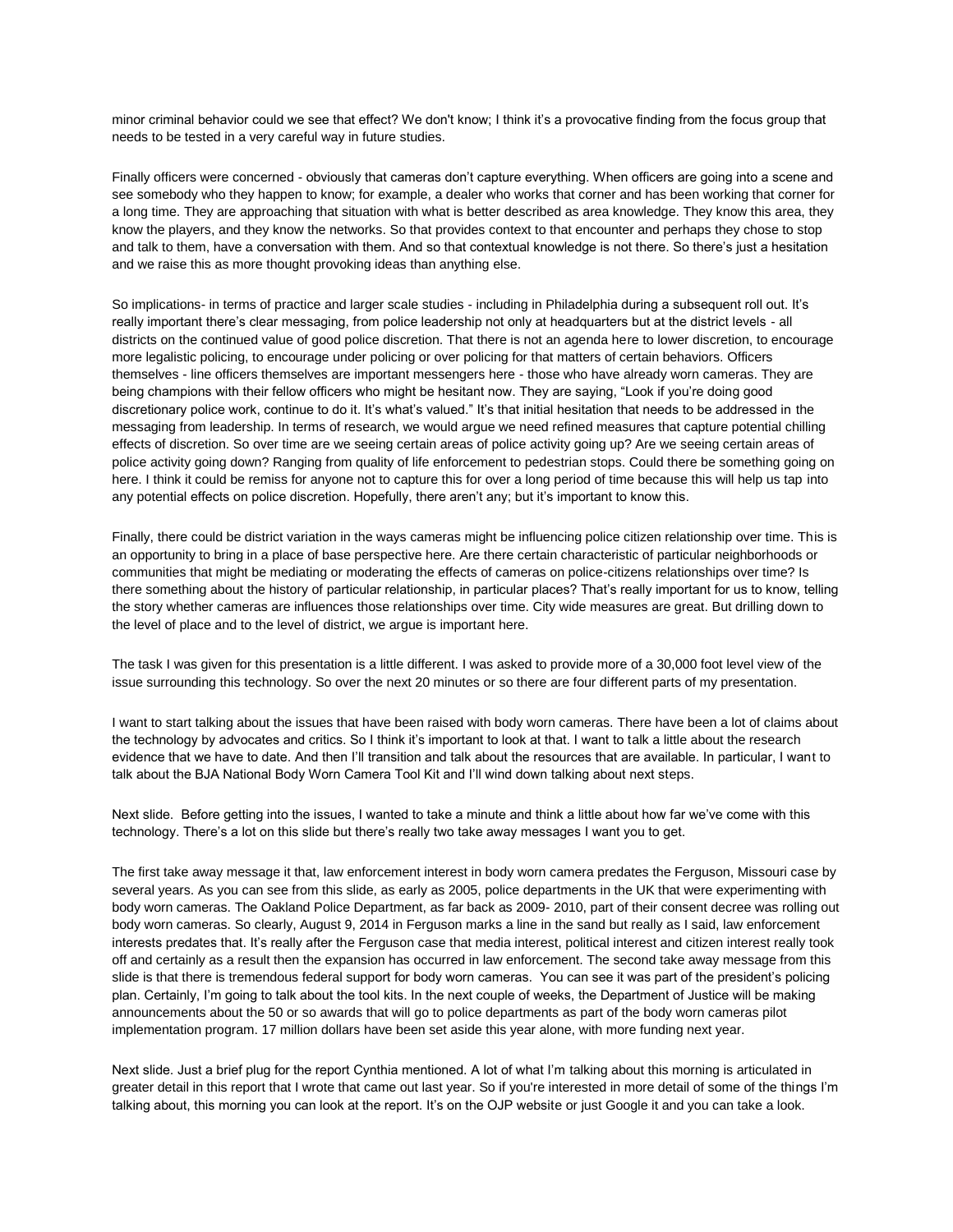minor criminal behavior could we see that effect? We don't know; I think it's a provocative finding from the focus group that needs to be tested in a very careful way in future studies.

Finally officers were concerned - obviously that cameras don't capture everything. When officers are going into a scene and see somebody who they happen to know; for example, a dealer who works that corner and has been working that corner for a long time. They are approaching that situation with what is better described as area knowledge. They know this area, they know the players, and they know the networks. So that provides context to that encounter and perhaps they chose to stop and talk to them, have a conversation with them. And so that contextual knowledge is not there. So there's just a hesitation and we raise this as more thought provoking ideas than anything else.

So implications- in terms of practice and larger scale studies - including in Philadelphia during a subsequent roll out. It's really important there's clear messaging, from police leadership not only at headquarters but at the district levels - all districts on the continued value of good police discretion. That there is not an agenda here to lower discretion, to encourage more legalistic policing, to encourage under policing or over policing for that matters of certain behaviors. Officers themselves - line officers themselves are important messengers here - those who have already worn cameras. They are being champions with their fellow officers who might be hesitant now. They are saying, "Look if you're doing good discretionary police work, continue to do it. It's what's valued." It's that initial hesitation that needs to be addressed in the messaging from leadership. In terms of research, we would argue we need refined measures that capture potential chilling effects of discretion. So over time are we seeing certain areas of police activity going up? Are we seeing certain areas of police activity going down? Ranging from quality of life enforcement to pedestrian stops. Could there be something going on here. I think it could be remiss for anyone not to capture this for over a long period of time because this will help us tap into any potential effects on police discretion. Hopefully, there aren't any; but it's important to know this.

Finally, there could be district variation in the ways cameras might be influencing police citizen relationship over time. This is an opportunity to bring in a place of base perspective here. Are there certain characteristic of particular neighborhoods or communities that might be mediating or moderating the effects of cameras on police-citizens relationships over time? Is there something about the history of particular relationship, in particular places? That's really important for us to know, telling the story whether cameras are influences those relationships over time. City wide measures are great. But drilling down to the level of place and to the level of district, we argue is important here.

The task I was given for this presentation is a little different. I was asked to provide more of a 30,000 foot level view of the issue surrounding this technology. So over the next 20 minutes or so there are four different parts of my presentation.

I want to start talking about the issues that have been raised with body worn cameras. There have been a lot of claims about the technology by advocates and critics. So I think it's important to look at that. I want to talk a little about the research evidence that we have to date. And then I'll transition and talk about the resources that are available. In particular, I want to talk about the BJA National Body Worn Camera Tool Kit and I'll wind down talking about next steps.

Next slide. Before getting into the issues, I wanted to take a minute and think a little about how far we've come with this technology. There's a lot on this slide but there's really two take away messages I want you to get.

The first take away message it that, law enforcement interest in body worn camera predates the Ferguson, Missouri case by several years. As you can see from this slide, as early as 2005, police departments in the UK that were experimenting with body worn cameras. The Oakland Police Department, as far back as 2009- 2010, part of their consent decree was rolling out body worn cameras. So clearly, August 9, 2014 in Ferguson marks a line in the sand but really as I said, law enforcement interests predates that. It's really after the Ferguson case that media interest, political interest and citizen interest really took off and certainly as a result then the expansion has occurred in law enforcement. The second take away message from this slide is that there is tremendous federal support for body worn cameras. You can see it was part of the president's policing plan. Certainly, I'm going to talk about the tool kits. In the next couple of weeks, the Department of Justice will be making announcements about the 50 or so awards that will go to police departments as part of the body worn cameras pilot implementation program. 17 million dollars have been set aside this year alone, with more funding next year.

Next slide. Just a brief plug for the report Cynthia mentioned. A lot of what I'm talking about this morning is articulated in greater detail in this report that I wrote that came out last year. So if you're interested in more detail of some of the things I'm talking about, this morning you can look at the report. It's on the OJP website or just Google it and you can take a look.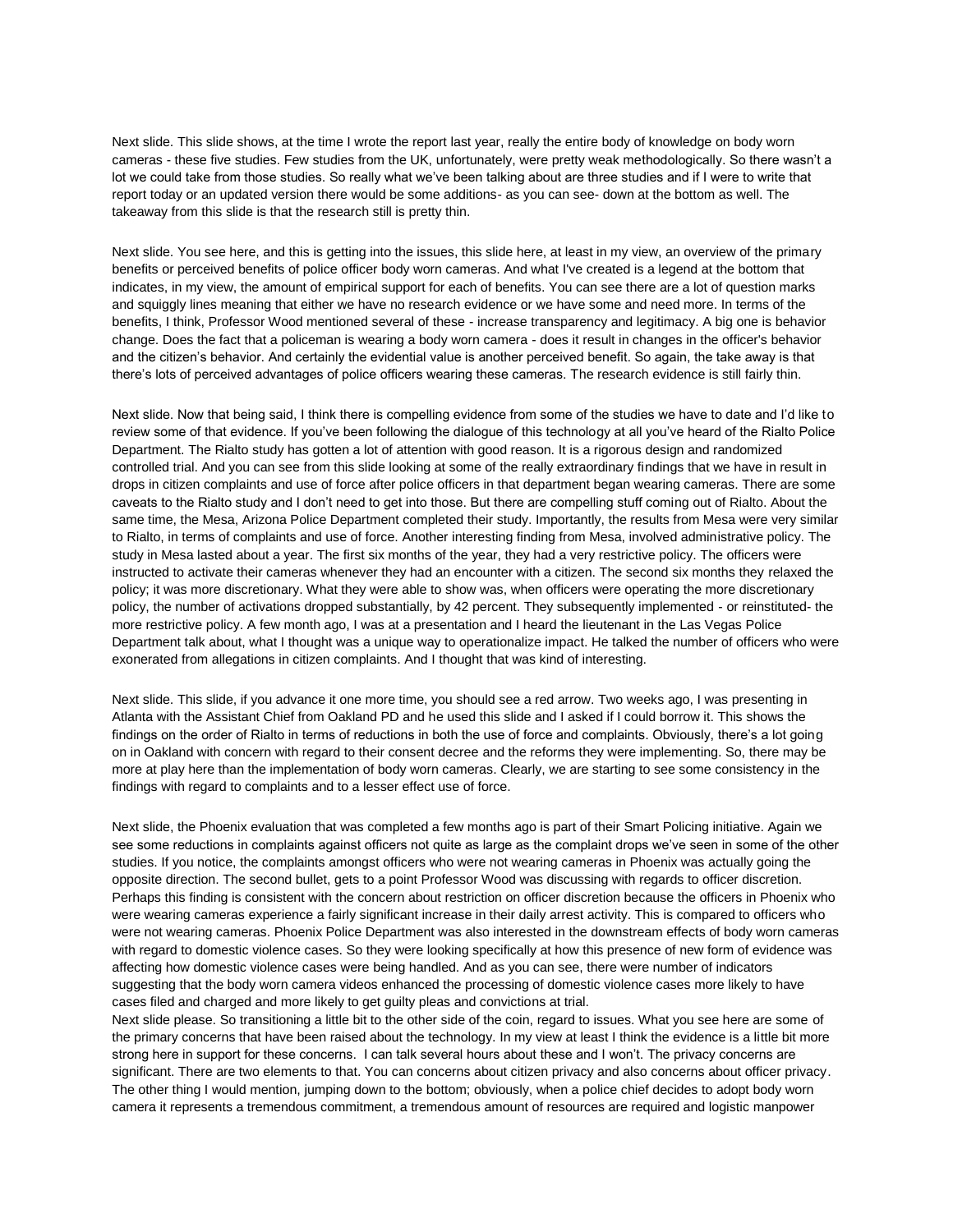Next slide. This slide shows, at the time I wrote the report last year, really the entire body of knowledge on body worn cameras - these five studies. Few studies from the UK, unfortunately, were pretty weak methodologically. So there wasn't a lot we could take from those studies. So really what we've been talking about are three studies and if I were to write that report today or an updated version there would be some additions- as you can see- down at the bottom as well. The takeaway from this slide is that the research still is pretty thin.

Next slide. You see here, and this is getting into the issues, this slide here, at least in my view, an overview of the primary benefits or perceived benefits of police officer body worn cameras. And what I've created is a legend at the bottom that indicates, in my view, the amount of empirical support for each of benefits. You can see there are a lot of question marks and squiggly lines meaning that either we have no research evidence or we have some and need more. In terms of the benefits, I think, Professor Wood mentioned several of these - increase transparency and legitimacy. A big one is behavior change. Does the fact that a policeman is wearing a body worn camera - does it result in changes in the officer's behavior and the citizen's behavior. And certainly the evidential value is another perceived benefit. So again, the take away is that there's lots of perceived advantages of police officers wearing these cameras. The research evidence is still fairly thin.

Next slide. Now that being said, I think there is compelling evidence from some of the studies we have to date and I'd like to review some of that evidence. If you've been following the dialogue of this technology at all you've heard of the Rialto Police Department. The Rialto study has gotten a lot of attention with good reason. It is a rigorous design and randomized controlled trial. And you can see from this slide looking at some of the really extraordinary findings that we have in result in drops in citizen complaints and use of force after police officers in that department began wearing cameras. There are some caveats to the Rialto study and I don't need to get into those. But there are compelling stuff coming out of Rialto. About the same time, the Mesa, Arizona Police Department completed their study. Importantly, the results from Mesa were very similar to Rialto, in terms of complaints and use of force. Another interesting finding from Mesa, involved administrative policy. The study in Mesa lasted about a year. The first six months of the year, they had a very restrictive policy. The officers were instructed to activate their cameras whenever they had an encounter with a citizen. The second six months they relaxed the policy; it was more discretionary. What they were able to show was, when officers were operating the more discretionary policy, the number of activations dropped substantially, by 42 percent. They subsequently implemented - or reinstituted- the more restrictive policy. A few month ago, I was at a presentation and I heard the lieutenant in the Las Vegas Police Department talk about, what I thought was a unique way to operationalize impact. He talked the number of officers who were exonerated from allegations in citizen complaints. And I thought that was kind of interesting.

Next slide. This slide, if you advance it one more time, you should see a red arrow. Two weeks ago, I was presenting in Atlanta with the Assistant Chief from Oakland PD and he used this slide and I asked if I could borrow it. This shows the findings on the order of Rialto in terms of reductions in both the use of force and complaints. Obviously, there's a lot going on in Oakland with concern with regard to their consent decree and the reforms they were implementing. So, there may be more at play here than the implementation of body worn cameras. Clearly, we are starting to see some consistency in the findings with regard to complaints and to a lesser effect use of force.

Next slide, the Phoenix evaluation that was completed a few months ago is part of their Smart Policing initiative. Again we see some reductions in complaints against officers not quite as large as the complaint drops we've seen in some of the other studies. If you notice, the complaints amongst officers who were not wearing cameras in Phoenix was actually going the opposite direction. The second bullet, gets to a point Professor Wood was discussing with regards to officer discretion. Perhaps this finding is consistent with the concern about restriction on officer discretion because the officers in Phoenix who were wearing cameras experience a fairly significant increase in their daily arrest activity. This is compared to officers who were not wearing cameras. Phoenix Police Department was also interested in the downstream effects of body worn cameras with regard to domestic violence cases. So they were looking specifically at how this presence of new form of evidence was affecting how domestic violence cases were being handled. And as you can see, there were number of indicators suggesting that the body worn camera videos enhanced the processing of domestic violence cases more likely to have cases filed and charged and more likely to get guilty pleas and convictions at trial.

Next slide please. So transitioning a little bit to the other side of the coin, regard to issues. What you see here are some of the primary concerns that have been raised about the technology. In my view at least I think the evidence is a little bit more strong here in support for these concerns. I can talk several hours about these and I won't. The privacy concerns are significant. There are two elements to that. You can concerns about citizen privacy and also concerns about officer privacy. The other thing I would mention, jumping down to the bottom; obviously, when a police chief decides to adopt body worn camera it represents a tremendous commitment, a tremendous amount of resources are required and logistic manpower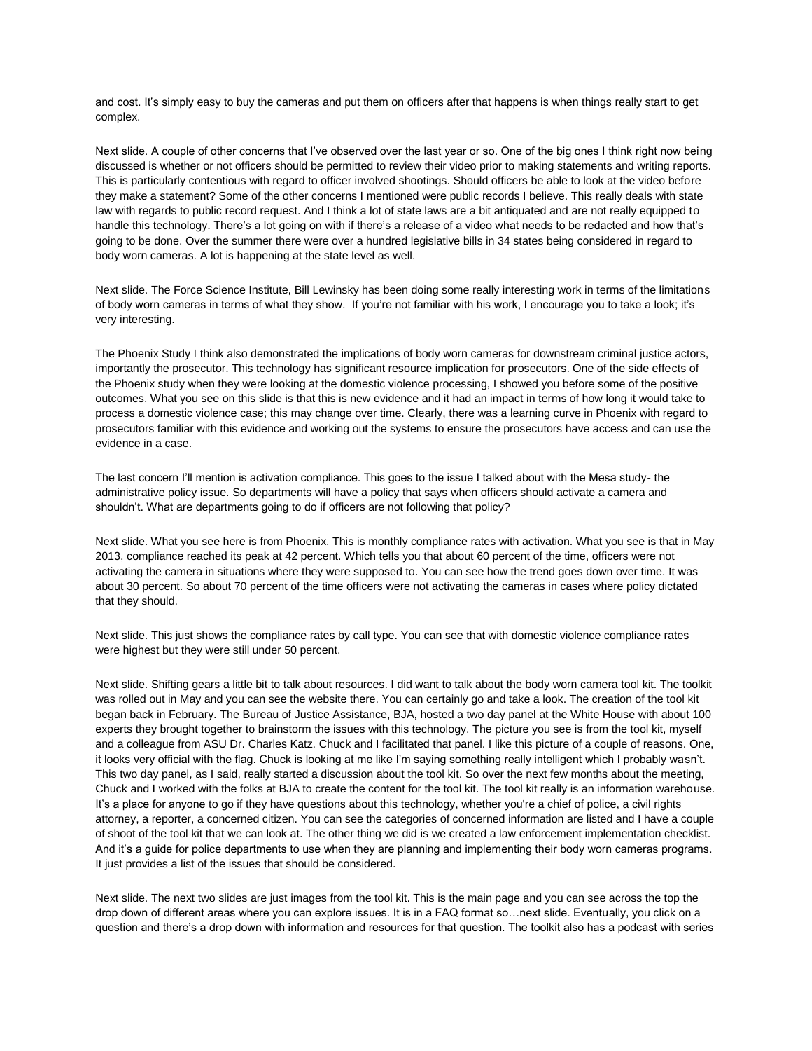and cost. It's simply easy to buy the cameras and put them on officers after that happens is when things really start to get complex.

Next slide. A couple of other concerns that I've observed over the last year or so. One of the big ones I think right now being discussed is whether or not officers should be permitted to review their video prior to making statements and writing reports. This is particularly contentious with regard to officer involved shootings. Should officers be able to look at the video before they make a statement? Some of the other concerns I mentioned were public records I believe. This really deals with state law with regards to public record request. And I think a lot of state laws are a bit antiquated and are not really equipped to handle this technology. There's a lot going on with if there's a release of a video what needs to be redacted and how that's going to be done. Over the summer there were over a hundred legislative bills in 34 states being considered in regard to body worn cameras. A lot is happening at the state level as well.

Next slide. The Force Science Institute, Bill Lewinsky has been doing some really interesting work in terms of the limitations of body worn cameras in terms of what they show. If you're not familiar with his work, I encourage you to take a look; it's very interesting.

The Phoenix Study I think also demonstrated the implications of body worn cameras for downstream criminal justice actors, importantly the prosecutor. This technology has significant resource implication for prosecutors. One of the side effects of the Phoenix study when they were looking at the domestic violence processing, I showed you before some of the positive outcomes. What you see on this slide is that this is new evidence and it had an impact in terms of how long it would take to process a domestic violence case; this may change over time. Clearly, there was a learning curve in Phoenix with regard to prosecutors familiar with this evidence and working out the systems to ensure the prosecutors have access and can use the evidence in a case.

The last concern I'll mention is activation compliance. This goes to the issue I talked about with the Mesa study- the administrative policy issue. So departments will have a policy that says when officers should activate a camera and shouldn't. What are departments going to do if officers are not following that policy?

Next slide. What you see here is from Phoenix. This is monthly compliance rates with activation. What you see is that in May 2013, compliance reached its peak at 42 percent. Which tells you that about 60 percent of the time, officers were not activating the camera in situations where they were supposed to. You can see how the trend goes down over time. It was about 30 percent. So about 70 percent of the time officers were not activating the cameras in cases where policy dictated that they should.

Next slide. This just shows the compliance rates by call type. You can see that with domestic violence compliance rates were highest but they were still under 50 percent.

Next slide. Shifting gears a little bit to talk about resources. I did want to talk about the body worn camera tool kit. The toolkit was rolled out in May and you can see the website there. You can certainly go and take a look. The creation of the tool kit began back in February. The Bureau of Justice Assistance, BJA, hosted a two day panel at the White House with about 100 experts they brought together to brainstorm the issues with this technology. The picture you see is from the tool kit, myself and a colleague from ASU Dr. Charles Katz. Chuck and I facilitated that panel. I like this picture of a couple of reasons. One, it looks very official with the flag. Chuck is looking at me like I'm saying something really intelligent which I probably wasn't. This two day panel, as I said, really started a discussion about the tool kit. So over the next few months about the meeting, Chuck and I worked with the folks at BJA to create the content for the tool kit. The tool kit really is an information warehouse. It's a place for anyone to go if they have questions about this technology, whether you're a chief of police, a civil rights attorney, a reporter, a concerned citizen. You can see the categories of concerned information are listed and I have a couple of shoot of the tool kit that we can look at. The other thing we did is we created a law enforcement implementation checklist. And it's a guide for police departments to use when they are planning and implementing their body worn cameras programs. It just provides a list of the issues that should be considered.

Next slide. The next two slides are just images from the tool kit. This is the main page and you can see across the top the drop down of different areas where you can explore issues. It is in a FAQ format so…next slide. Eventually, you click on a question and there's a drop down with information and resources for that question. The toolkit also has a podcast with series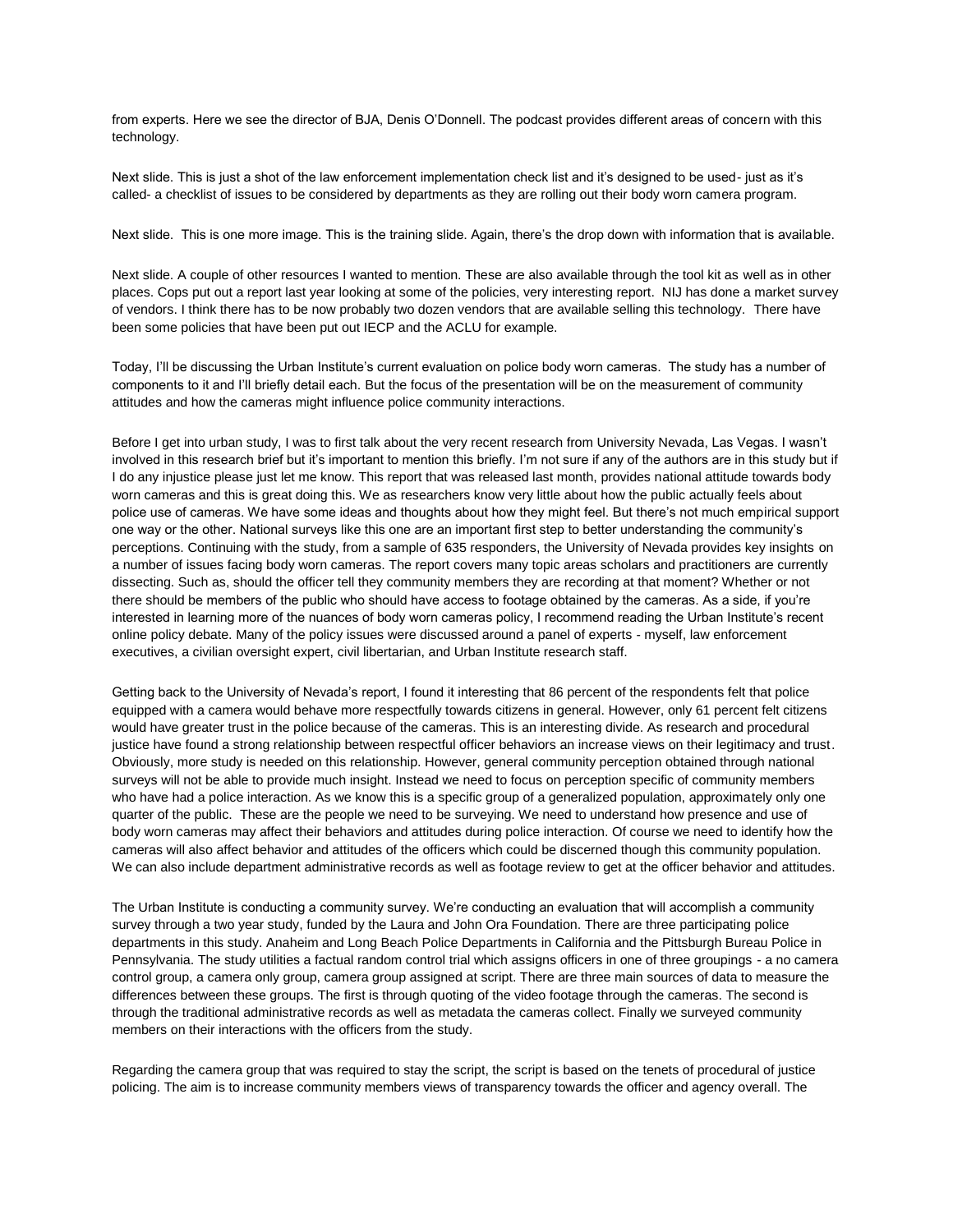from experts. Here we see the director of BJA, Denis O'Donnell. The podcast provides different areas of concern with this technology.

Next slide. This is just a shot of the law enforcement implementation check list and it's designed to be used- just as it's called- a checklist of issues to be considered by departments as they are rolling out their body worn camera program.

Next slide. This is one more image. This is the training slide. Again, there's the drop down with information that is available.

Next slide. A couple of other resources I wanted to mention. These are also available through the tool kit as well as in other places. Cops put out a report last year looking at some of the policies, very interesting report. NIJ has done a market survey of vendors. I think there has to be now probably two dozen vendors that are available selling this technology. There have been some policies that have been put out IECP and the ACLU for example.

Today, I'll be discussing the Urban Institute's current evaluation on police body worn cameras. The study has a number of components to it and I'll briefly detail each. But the focus of the presentation will be on the measurement of community attitudes and how the cameras might influence police community interactions.

Before I get into urban study, I was to first talk about the very recent research from University Nevada, Las Vegas. I wasn't involved in this research brief but it's important to mention this briefly. I'm not sure if any of the authors are in this study but if I do any injustice please just let me know. This report that was released last month, provides national attitude towards body worn cameras and this is great doing this. We as researchers know very little about how the public actually feels about police use of cameras. We have some ideas and thoughts about how they might feel. But there's not much empirical support one way or the other. National surveys like this one are an important first step to better understanding the community's perceptions. Continuing with the study, from a sample of 635 responders, the University of Nevada provides key insights on a number of issues facing body worn cameras. The report covers many topic areas scholars and practitioners are currently dissecting. Such as, should the officer tell they community members they are recording at that moment? Whether or not there should be members of the public who should have access to footage obtained by the cameras. As a side, if you're interested in learning more of the nuances of body worn cameras policy, I recommend reading the Urban Institute's recent online policy debate. Many of the policy issues were discussed around a panel of experts - myself, law enforcement executives, a civilian oversight expert, civil libertarian, and Urban Institute research staff.

Getting back to the University of Nevada's report, I found it interesting that 86 percent of the respondents felt that police equipped with a camera would behave more respectfully towards citizens in general. However, only 61 percent felt citizens would have greater trust in the police because of the cameras. This is an interesting divide. As research and procedural justice have found a strong relationship between respectful officer behaviors an increase views on their legitimacy and trust. Obviously, more study is needed on this relationship. However, general community perception obtained through national surveys will not be able to provide much insight. Instead we need to focus on perception specific of community members who have had a police interaction. As we know this is a specific group of a generalized population, approximately only one quarter of the public. These are the people we need to be surveying. We need to understand how presence and use of body worn cameras may affect their behaviors and attitudes during police interaction. Of course we need to identify how the cameras will also affect behavior and attitudes of the officers which could be discerned though this community population. We can also include department administrative records as well as footage review to get at the officer behavior and attitudes.

The Urban Institute is conducting a community survey. We're conducting an evaluation that will accomplish a community survey through a two year study, funded by the Laura and John Ora Foundation. There are three participating police departments in this study. Anaheim and Long Beach Police Departments in California and the Pittsburgh Bureau Police in Pennsylvania. The study utilities a factual random control trial which assigns officers in one of three groupings - a no camera control group, a camera only group, camera group assigned at script. There are three main sources of data to measure the differences between these groups. The first is through quoting of the video footage through the cameras. The second is through the traditional administrative records as well as metadata the cameras collect. Finally we surveyed community members on their interactions with the officers from the study.

Regarding the camera group that was required to stay the script, the script is based on the tenets of procedural of justice policing. The aim is to increase community members views of transparency towards the officer and agency overall. The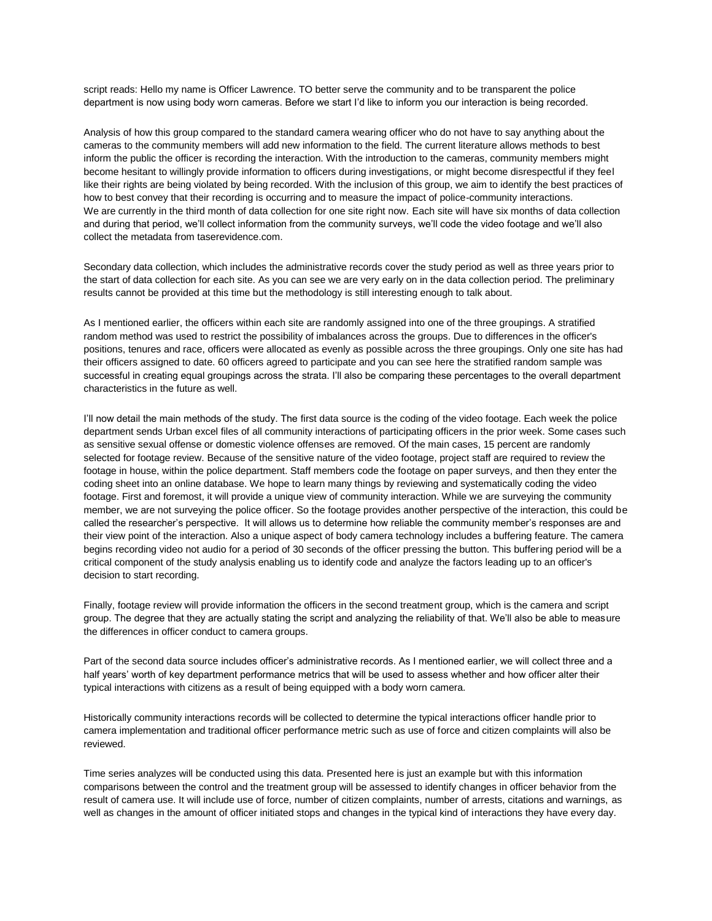script reads: Hello my name is Officer Lawrence. TO better serve the community and to be transparent the police department is now using body worn cameras. Before we start I'd like to inform you our interaction is being recorded.

Analysis of how this group compared to the standard camera wearing officer who do not have to say anything about the cameras to the community members will add new information to the field. The current literature allows methods to best inform the public the officer is recording the interaction. With the introduction to the cameras, community members might become hesitant to willingly provide information to officers during investigations, or might become disrespectful if they feel like their rights are being violated by being recorded. With the inclusion of this group, we aim to identify the best practices of how to best convey that their recording is occurring and to measure the impact of police-community interactions.
We are currently in the third month of data collection for one site right now. Each site will have six months of data collection and during that period, we'll collect information from the community surveys, we'll code the video footage and we'll also collect the metadata from taserevidence.com.

Secondary data collection, which includes the administrative records cover the study period as well as three years prior to the start of data collection for each site. As you can see we are very early on in the data collection period. The preliminary results cannot be provided at this time but the methodology is still interesting enough to talk about.

As I mentioned earlier, the officers within each site are randomly assigned into one of the three groupings. A stratified random method was used to restrict the possibility of imbalances across the groups. Due to differences in the officer's positions, tenures and race, officers were allocated as evenly as possible across the three groupings. Only one site has had their officers assigned to date. 60 officers agreed to participate and you can see here the stratified random sample was successful in creating equal groupings across the strata. I'll also be comparing these percentages to the overall department characteristics in the future as well.

I'll now detail the main methods of the study. The first data source is the coding of the video footage. Each week the police department sends Urban excel files of all community interactions of participating officers in the prior week. Some cases such as sensitive sexual offense or domestic violence offenses are removed. Of the main cases, 15 percent are randomly selected for footage review. Because of the sensitive nature of the video footage, project staff are required to review the footage in house, within the police department. Staff members code the footage on paper surveys, and then they enter the coding sheet into an online database. We hope to learn many things by reviewing and systematically coding the video footage. First and foremost, it will provide a unique view of community interaction. While we are surveying the community member, we are not surveying the police officer. So the footage provides another perspective of the interaction, this could be called the researcher's perspective. It will allows us to determine how reliable the community member's responses are and their view point of the interaction. Also a unique aspect of body camera technology includes a buffering feature. The camera begins recording video not audio for a period of 30 seconds of the officer pressing the button. This buffering period will be a critical component of the study analysis enabling us to identify code and analyze the factors leading up to an officer's decision to start recording.

Finally, footage review will provide information the officers in the second treatment group, which is the camera and script group. The degree that they are actually stating the script and analyzing the reliability of that. We'll also be able to measure the differences in officer conduct to camera groups.

Part of the second data source includes officer's administrative records. As I mentioned earlier, we will collect three and a half years' worth of key department performance metrics that will be used to assess whether and how officer alter their typical interactions with citizens as a result of being equipped with a body worn camera.

Historically community interactions records will be collected to determine the typical interactions officer handle prior to camera implementation and traditional officer performance metric such as use of force and citizen complaints will also be reviewed.

Time series analyzes will be conducted using this data. Presented here is just an example but with this information comparisons between the control and the treatment group will be assessed to identify changes in officer behavior from the result of camera use. It will include use of force, number of citizen complaints, number of arrests, citations and warnings, as well as changes in the amount of officer initiated stops and changes in the typical kind of interactions they have every day.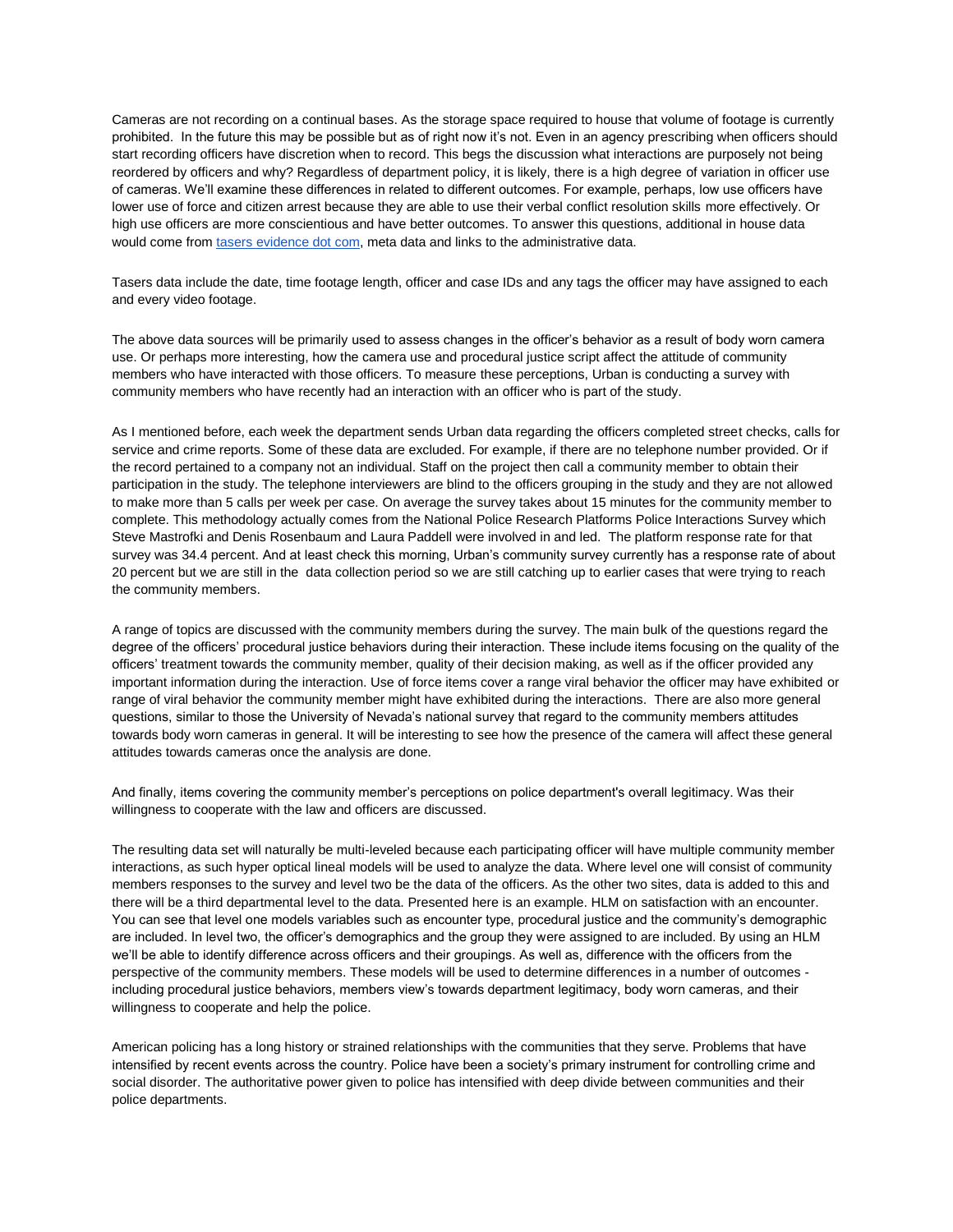Cameras are not recording on a continual bases. As the storage space required to house that volume of footage is currently prohibited. In the future this may be possible but as of right now it's not. Even in an agency prescribing when officers should start recording officers have discretion when to record. This begs the discussion what interactions are purposely not being reordered by officers and why? Regardless of department policy, it is likely, there is a high degree of variation in officer use of cameras. We'll examine these differences in related to different outcomes. For example, perhaps, low use officers have lower use of force and citizen arrest because they are able to use their verbal conflict resolution skills more effectively. Or high use officers are more conscientious and have better outcomes. To answer this questions, additional in house data would come from tasers evidence dot com, meta data and links to the administrative data.

Tasers data include the date, time footage length, officer and case IDs and any tags the officer may have assigned to each and every video footage.

The above data sources will be primarily used to assess changes in the officer's behavior as a result of body worn camera use. Or perhaps more interesting, how the camera use and procedural justice script affect the attitude of community members who have interacted with those officers. To measure these perceptions, Urban is conducting a survey with community members who have recently had an interaction with an officer who is part of the study.

As I mentioned before, each week the department sends Urban data regarding the officers completed street checks, calls for service and crime reports. Some of these data are excluded. For example, if there are no telephone number provided. Or if the record pertained to a company not an individual. Staff on the project then call a community member to obtain their participation in the study. The telephone interviewers are blind to the officers grouping in the study and they are not allowed to make more than 5 calls per week per case. On average the survey takes about 15 minutes for the community member to complete. This methodology actually comes from the National Police Research Platforms Police Interactions Survey which Steve Mastrofki and Denis Rosenbaum and Laura Paddell were involved in and led. The platform response rate for that survey was 34.4 percent. And at least check this morning, Urban's community survey currently has a response rate of about 20 percent but we are still in the data collection period so we are still catching up to earlier cases that were trying to reach the community members.

A range of topics are discussed with the community members during the survey. The main bulk of the questions regard the degree of the officers' procedural justice behaviors during their interaction. These include items focusing on the quality of the officers' treatment towards the community member, quality of their decision making, as well as if the officer provided any important information during the interaction. Use of force items cover a range viral behavior the officer may have exhibited or range of viral behavior the community member might have exhibited during the interactions. There are also more general questions, similar to those the University of Nevada's national survey that regard to the community members attitudes towards body worn cameras in general. It will be interesting to see how the presence of the camera will affect these general attitudes towards cameras once the analysis are done.

And finally, items covering the community member's perceptions on police department's overall legitimacy. Was their willingness to cooperate with the law and officers are discussed.

The resulting data set will naturally be multi-leveled because each participating officer will have multiple community member interactions, as such hyper optical lineal models will be used to analyze the data. Where level one will consist of community members responses to the survey and level two be the data of the officers. As the other two sites, data is added to this and there will be a third departmental level to the data. Presented here is an example. HLM on satisfaction with an encounter. You can see that level one models variables such as encounter type, procedural justice and the community's demographic are included. In level two, the officer's demographics and the group they were assigned to are included. By using an HLM we'll be able to identify difference across officers and their groupings. As well as, difference with the officers from the perspective of the community members. These models will be used to determine differences in a number of outcomes - including procedural justice behaviors, members view's towards department legitimacy, body worn cameras, and their willingness to cooperate and help the police.

American policing has a long history or strained relationships with the communities that they serve. Problems that have intensified by recent events across the country. Police have been a society's primary instrument for controlling crime and social disorder. The authoritative power given to police has intensified with deep divide between communities and their police departments.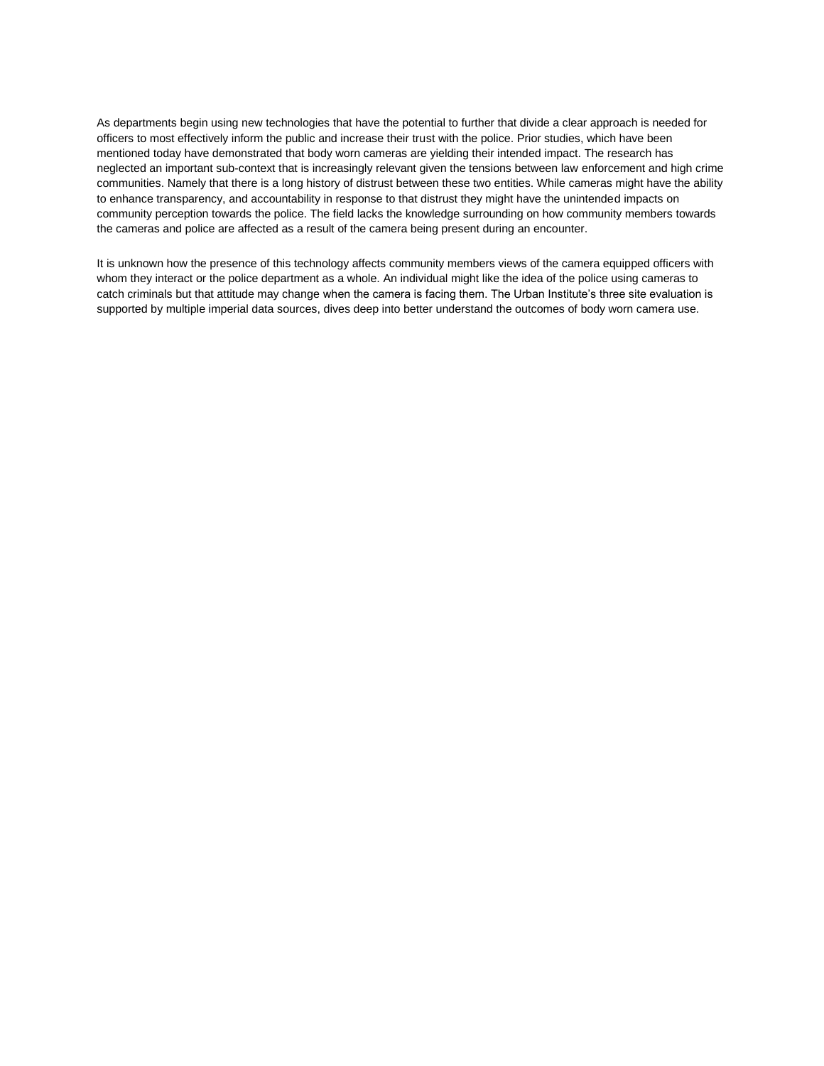As departments begin using new technologies that have the potential to further that divide a clear approach is needed for officers to most effectively inform the public and increase their trust with the police. Prior studies, which have been mentioned today have demonstrated that body worn cameras are yielding their intended impact. The research has neglected an important sub-context that is increasingly relevant given the tensions between law enforcement and high crime communities. Namely that there is a long history of distrust between these two entities. While cameras might have the ability to enhance transparency, and accountability in response to that distrust they might have the unintended impacts on community perception towards the police. The field lacks the knowledge surrounding on how community members towards the cameras and police are affected as a result of the camera being present during an encounter.

It is unknown how the presence of this technology affects community members views of the camera equipped officers with whom they interact or the police department as a whole. An individual might like the idea of the police using cameras to catch criminals but that attitude may change when the camera is facing them. The Urban Institute's three site evaluation is supported by multiple imperial data sources, dives deep into better understand the outcomes of body worn camera use.